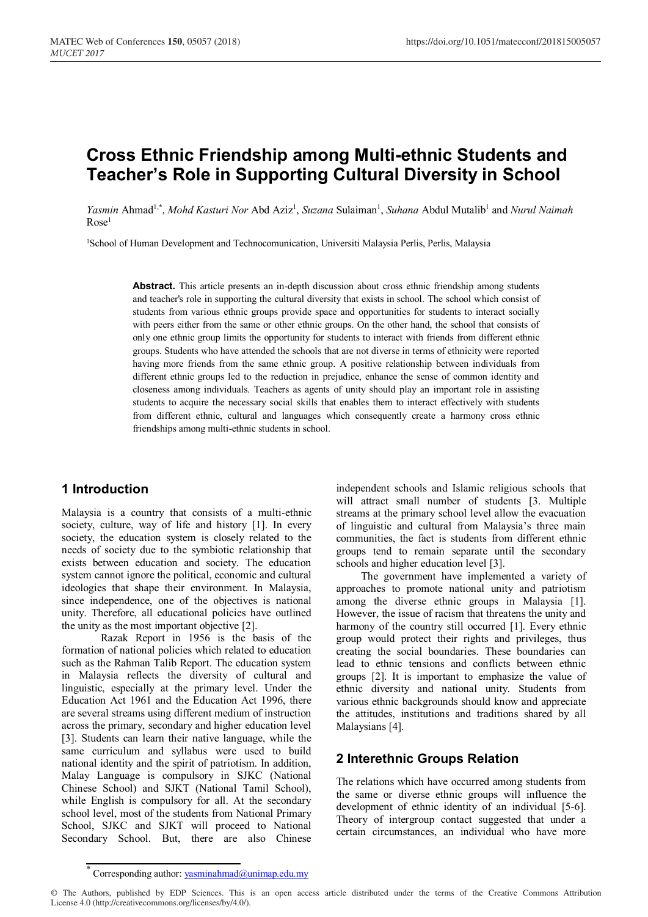# Cross Ethnic Friendship among Multi-ethnic Students and Teacher's Role in Supporting Cultural Diversity in School

*Yasmin* Ahmad[1,*], *Mohd Kasturi Nor* Abd Aziz[1], *Suzana* Sulaiman[1], *Suhana* Abdul Mutalib[1] and *Nurul Naimah* Rose[1]

[1]School of Human Development and Technocomunication, Universiti Malaysia Perlis, Perlis, Malaysia

**Abstract.** This article presents an in-depth discussion about cross ethnic friendship among students and teacher's role in supporting the cultural diversity that exists in school. The school which consist of students from various ethnic groups provide space and opportunities for students to interact socially with peers either from the same or other ethnic groups. On the other hand, the school that consists of only one ethnic group limits the opportunity for students to interact with friends from different ethnic groups. Students who have attended the schools that are not diverse in terms of ethnicity were reported having more friends from the same ethnic group. A positive relationship between individuals from different ethnic groups led to the reduction in prejudice, enhance the sense of common identity and closeness among individuals. Teachers as agents of unity should play an important role in assisting students to acquire the necessary social skills that enables them to interact effectively with students from different ethnic, cultural and languages which consequently create a harmony cross ethnic friendships among multi-ethnic students in school.

## 1 Introduction

Malaysia is a country that consists of a multi-ethnic society, culture, way of life and history [1]. In every society, the education system is closely related to the needs of society due to the symbiotic relationship that exists between education and society. The education system cannot ignore the political, economic and cultural ideologies that shape their environment. In Malaysia, since independence, one of the objectives is national unity. Therefore, all educational policies have outlined the unity as the most important objective [2].

Razak Report in 1956 is the basis of the formation of national policies which related to education such as the Rahman Talib Report. The education system in Malaysia reflects the diversity of cultural and linguistic, especially at the primary level. Under the Education Act 1961 and the Education Act 1996, there are several streams using different medium of instruction across the primary, secondary and higher education level [3]. Students can learn their native language, while the same curriculum and syllabus were used to build national identity and the spirit of patriotism. In addition, Malay Language is compulsory in SJKC (National Chinese School) and SJKT (National Tamil School), while English is compulsory for all. At the secondary school level, most of the students from National Primary School, SJKC and SJKT will proceed to National Secondary School. But, there are also Chinese independent schools and Islamic religious schools that will attract small number of students [3. Multiple streams at the primary school level allow the evacuation of linguistic and cultural from Malaysia's three main communities, the fact is students from different ethnic groups tend to remain separate until the secondary schools and higher education level [3].

The government have implemented a variety of approaches to promote national unity and patriotism among the diverse ethnic groups in Malaysia [1]. However, the issue of racism that threatens the unity and harmony of the country still occurred [1]. Every ethnic group would protect their rights and privileges, thus creating the social boundaries. These boundaries can lead to ethnic tensions and conflicts between ethnic groups [2]. It is important to emphasize the value of ethnic diversity and national unity. Students from various ethnic backgrounds should know and appreciate the attitudes, institutions and traditions shared by all Malaysians [4].

## 2 Interethnic Groups Relation

The relations which have occurred among students from the same or diverse ethnic groups will influence the development of ethnic identity of an individual [5-6]. Theory of intergroup contact suggested that under a certain circumstances, an individual who have more

* Corresponding author: yasminahmad@unimap.edu.my

© The Authors, published by EDP Sciences. This is an open access article distributed under the terms of the Creative Commons Attribution License 4.0 (http://creativecommons.org/licenses/by/4.0/).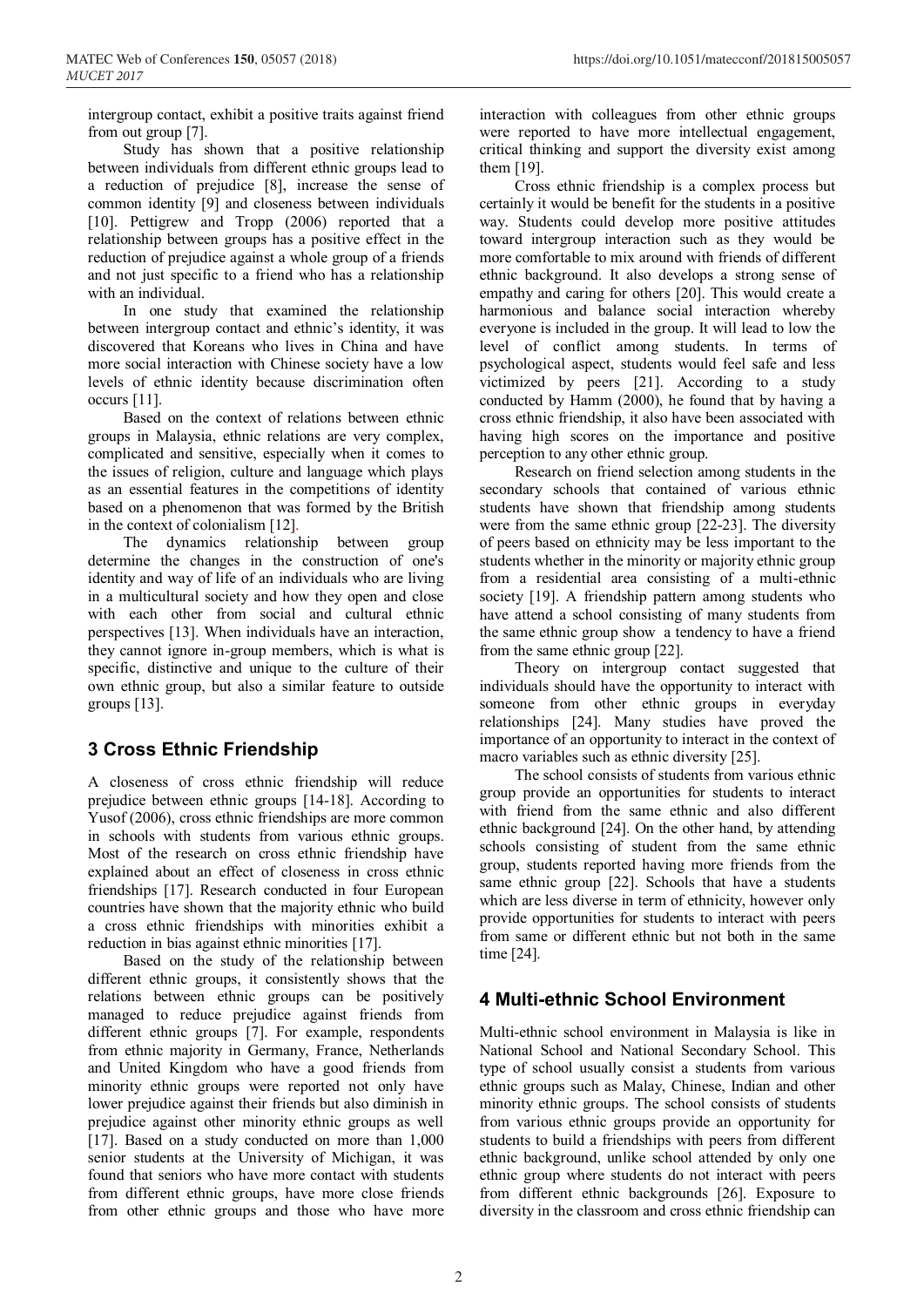intergroup contact, exhibit a positive traits against friend from out group [7].

Study has shown that a positive relationship between individuals from different ethnic groups lead to a reduction of prejudice [8], increase the sense of common identity [9] and closeness between individuals [10]. Pettigrew and Tropp (2006) reported that a relationship between groups has a positive effect in the reduction of prejudice against a whole group of a friends and not just specific to a friend who has a relationship with an individual.

In one study that examined the relationship between intergroup contact and ethnic's identity, it was discovered that Koreans who lives in China and have more social interaction with Chinese society have a low levels of ethnic identity because discrimination often occurs [11].

Based on the context of relations between ethnic groups in Malaysia, ethnic relations are very complex, complicated and sensitive, especially when it comes to the issues of religion, culture and language which plays as an essential features in the competitions of identity based on a phenomenon that was formed by the British in the context of colonialism [12].

The dynamics relationship between group determine the changes in the construction of one's identity and way of life of an individuals who are living in a multicultural society and how they open and close with each other from social and cultural ethnic perspectives [13]. When individuals have an interaction, they cannot ignore in-group members, which is what is specific, distinctive and unique to the culture of their own ethnic group, but also a similar feature to outside groups [13].

## 3 Cross Ethnic Friendship

A closeness of cross ethnic friendship will reduce prejudice between ethnic groups [14-18]. According to Yusof (2006), cross ethnic friendships are more common in schools with students from various ethnic groups. Most of the research on cross ethnic friendship have explained about an effect of closeness in cross ethnic friendships [17]. Research conducted in four European countries have shown that the majority ethnic who build a cross ethnic friendships with minorities exhibit a reduction in bias against ethnic minorities [17].

Based on the study of the relationship between different ethnic groups, it consistently shows that the relations between ethnic groups can be positively managed to reduce prejudice against friends from different ethnic groups [7]. For example, respondents from ethnic majority in Germany, France, Netherlands and United Kingdom who have a good friends from minority ethnic groups were reported not only have lower prejudice against their friends but also diminish in prejudice against other minority ethnic groups as well [17]. Based on a study conducted on more than 1,000 senior students at the University of Michigan, it was found that seniors who have more contact with students from different ethnic groups, have more close friends from other ethnic groups and those who have more interaction with colleagues from other ethnic groups were reported to have more intellectual engagement, critical thinking and support the diversity exist among them [19].

Cross ethnic friendship is a complex process but certainly it would be benefit for the students in a positive way. Students could develop more positive attitudes toward intergroup interaction such as they would be more comfortable to mix around with friends of different ethnic background. It also develops a strong sense of empathy and caring for others [20]. This would create a harmonious and balance social interaction whereby everyone is included in the group. It will lead to low the level of conflict among students. In terms of psychological aspect, students would feel safe and less victimized by peers [21]. According to a study conducted by Hamm (2000), he found that by having a cross ethnic friendship, it also have been associated with having high scores on the importance and positive perception to any other ethnic group.

Research on friend selection among students in the secondary schools that contained of various ethnic students have shown that friendship among students were from the same ethnic group [22-23]. The diversity of peers based on ethnicity may be less important to the students whether in the minority or majority ethnic group from a residential area consisting of a multi-ethnic society [19]. A friendship pattern among students who have attend a school consisting of many students from the same ethnic group show a tendency to have a friend from the same ethnic group [22].

Theory on intergroup contact suggested that individuals should have the opportunity to interact with someone from other ethnic groups in everyday relationships [24]. Many studies have proved the importance of an opportunity to interact in the context of macro variables such as ethnic diversity [25].

The school consists of students from various ethnic group provide an opportunities for students to interact with friend from the same ethnic and also different ethnic background [24]. On the other hand, by attending schools consisting of student from the same ethnic group, students reported having more friends from the same ethnic group [22]. Schools that have a students which are less diverse in term of ethnicity, however only provide opportunities for students to interact with peers from same or different ethnic but not both in the same time [24].

## 4 Multi-ethnic School Environment

Multi-ethnic school environment in Malaysia is like in National School and National Secondary School. This type of school usually consist a students from various ethnic groups such as Malay, Chinese, Indian and other minority ethnic groups. The school consists of students from various ethnic groups provide an opportunity for students to build a friendships with peers from different ethnic background, unlike school attended by only one ethnic group where students do not interact with peers from different ethnic backgrounds [26]. Exposure to diversity in the classroom and cross ethnic friendship can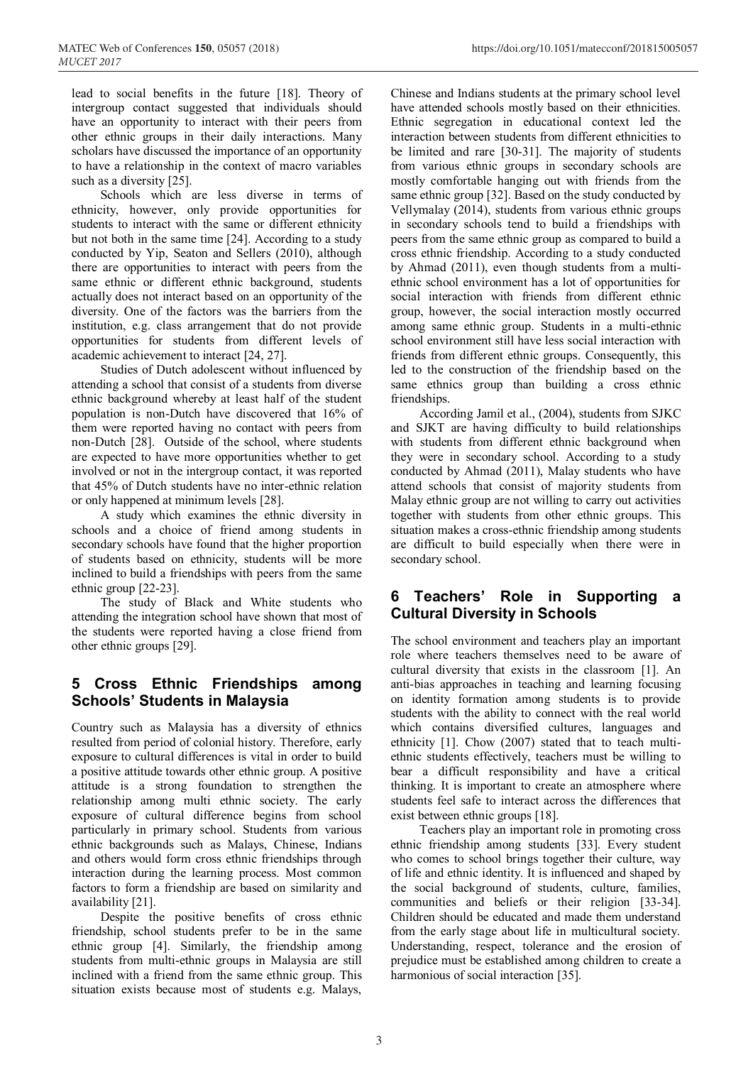lead to social benefits in the future [18]. Theory of intergroup contact suggested that individuals should have an opportunity to interact with their peers from other ethnic groups in their daily interactions. Many scholars have discussed the importance of an opportunity to have a relationship in the context of macro variables such as a diversity [25].

Schools which are less diverse in terms of ethnicity, however, only provide opportunities for students to interact with the same or different ethnicity but not both in the same time [24]. According to a study conducted by Yip, Seaton and Sellers (2010), although there are opportunities to interact with peers from the same ethnic or different ethnic background, students actually does not interact based on an opportunity of the diversity. One of the factors was the barriers from the institution, e.g. class arrangement that do not provide opportunities for students from different levels of academic achievement to interact [24, 27].

Studies of Dutch adolescent without influenced by attending a school that consist of a students from diverse ethnic background whereby at least half of the student population is non-Dutch have discovered that 16% of them were reported having no contact with peers from non-Dutch [28]. Outside of the school, where students are expected to have more opportunities whether to get involved or not in the intergroup contact, it was reported that 45% of Dutch students have no inter-ethnic relation or only happened at minimum levels [28].

A study which examines the ethnic diversity in schools and a choice of friend among students in secondary schools have found that the higher proportion of students based on ethnicity, students will be more inclined to build a friendships with peers from the same ethnic group [22-23].

The study of Black and White students who attending the integration school have shown that most of the students were reported having a close friend from other ethnic groups [29].

## 5 Cross Ethnic Friendships among Schools' Students in Malaysia

Country such as Malaysia has a diversity of ethnics resulted from period of colonial history. Therefore, early exposure to cultural differences is vital in order to build a positive attitude towards other ethnic group. A positive attitude is a strong foundation to strengthen the relationship among multi ethnic society. The early exposure of cultural difference begins from school particularly in primary school. Students from various ethnic backgrounds such as Malays, Chinese, Indians and others would form cross ethnic friendships through interaction during the learning process. Most common factors to form a friendship are based on similarity and availability [21].

Despite the positive benefits of cross ethnic friendship, school students prefer to be in the same ethnic group [4]. Similarly, the friendship among students from multi-ethnic groups in Malaysia are still inclined with a friend from the same ethnic group. This situation exists because most of students e.g. Malays, Chinese and Indians students at the primary school level have attended schools mostly based on their ethnicities. Ethnic segregation in educational context led the interaction between students from different ethnicities to be limited and rare [30-31]. The majority of students from various ethnic groups in secondary schools are mostly comfortable hanging out with friends from the same ethnic group [32]. Based on the study conducted by Vellymalay (2014), students from various ethnic groups in secondary schools tend to build a friendships with peers from the same ethnic group as compared to build a cross ethnic friendship. According to a study conducted by Ahmad (2011), even though students from a multi-ethnic school environment has a lot of opportunities for social interaction with friends from different ethnic group, however, the social interaction mostly occurred among same ethnic group. Students in a multi-ethnic school environment still have less social interaction with friends from different ethnic groups. Consequently, this led to the construction of the friendship based on the same ethnics group than building a cross ethnic friendships.

According Jamil et al., (2004), students from SJKC and SJKT are having difficulty to build relationships with students from different ethnic background when they were in secondary school. According to a study conducted by Ahmad (2011), Malay students who have attend schools that consist of majority students from Malay ethnic group are not willing to carry out activities together with students from other ethnic groups. This situation makes a cross-ethnic friendship among students are difficult to build especially when there were in secondary school.

## 6 Teachers' Role in Supporting a Cultural Diversity in Schools

The school environment and teachers play an important role where teachers themselves need to be aware of cultural diversity that exists in the classroom [1]. An anti-bias approaches in teaching and learning focusing on identity formation among students is to provide students with the ability to connect with the real world which contains diversified cultures, languages and ethnicity [1]. Chow (2007) stated that to teach multi-ethnic students effectively, teachers must be willing to bear a difficult responsibility and have a critical thinking. It is important to create an atmosphere where students feel safe to interact across the differences that exist between ethnic groups [18].

Teachers play an important role in promoting cross ethnic friendship among students [33]. Every student who comes to school brings together their culture, way of life and ethnic identity. It is influenced and shaped by the social background of students, culture, families, communities and beliefs or their religion [33-34]. Children should be educated and made them understand from the early stage about life in multicultural society. Understanding, respect, tolerance and the erosion of prejudice must be established among children to create a harmonious of social interaction [35].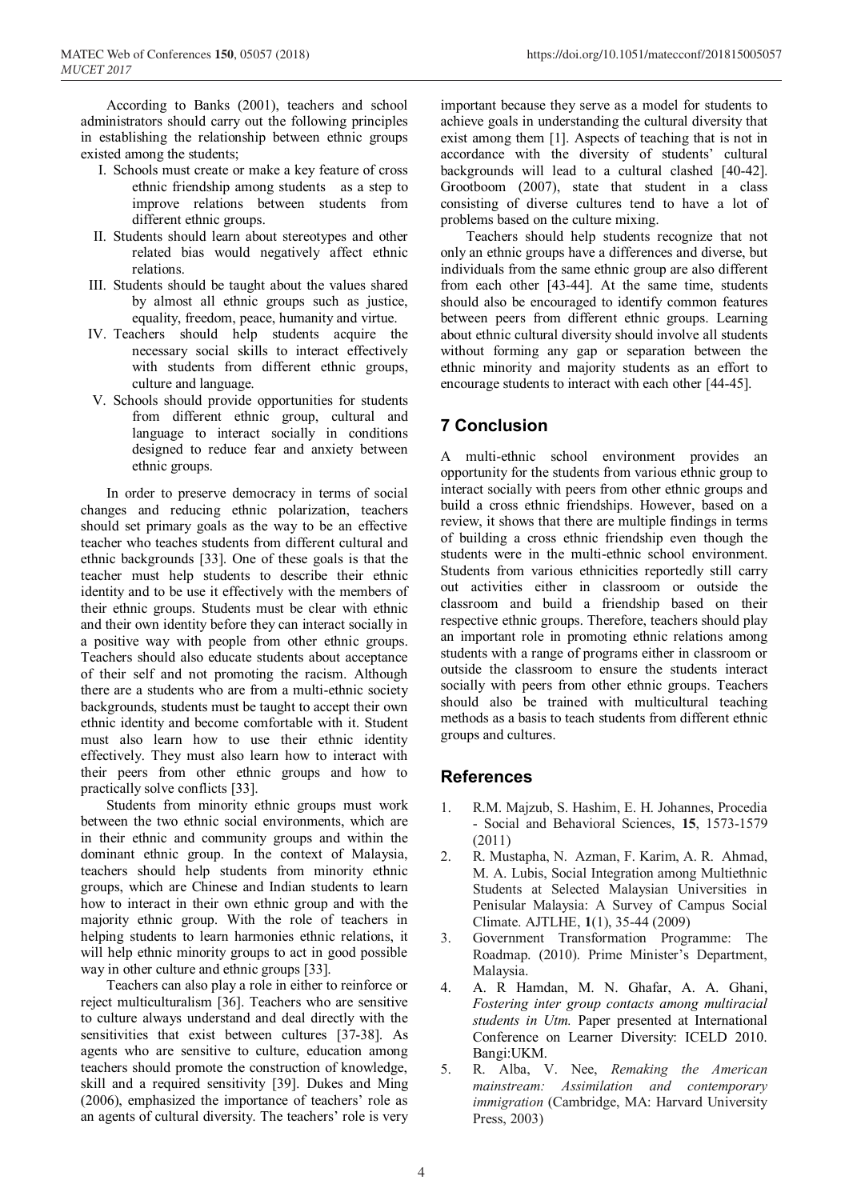According to Banks (2001), teachers and school administrators should carry out the following principles in establishing the relationship between ethnic groups existed among the students;

I. Schools must create or make a key feature of cross ethnic friendship among students as a step to improve relations between students from different ethnic groups.
II. Students should learn about stereotypes and other related bias would negatively affect ethnic relations.
III. Students should be taught about the values shared by almost all ethnic groups such as justice, equality, freedom, peace, humanity and virtue.
IV. Teachers should help students acquire the necessary social skills to interact effectively with students from different ethnic groups, culture and language.
V. Schools should provide opportunities for students from different ethnic group, cultural and language to interact socially in conditions designed to reduce fear and anxiety between ethnic groups.

In order to preserve democracy in terms of social changes and reducing ethnic polarization, teachers should set primary goals as the way to be an effective teacher who teaches students from different cultural and ethnic backgrounds [33]. One of these goals is that the teacher must help students to describe their ethnic identity and to be use it effectively with the members of their ethnic groups. Students must be clear with ethnic and their own identity before they can interact socially in a positive way with people from other ethnic groups. Teachers should also educate students about acceptance of their self and not promoting the racism. Although there are a students who are from a multi-ethnic society backgrounds, students must be taught to accept their own ethnic identity and become comfortable with it. Student must also learn how to use their ethnic identity effectively. They must also learn how to interact with their peers from other ethnic groups and how to practically solve conflicts [33].

Students from minority ethnic groups must work between the two ethnic social environments, which are in their ethnic and community groups and within the dominant ethnic group. In the context of Malaysia, teachers should help students from minority ethnic groups, which are Chinese and Indian students to learn how to interact in their own ethnic group and with the majority ethnic group. With the role of teachers in helping students to learn harmonies ethnic relations, it will help ethnic minority groups to act in good possible way in other culture and ethnic groups [33].

Teachers can also play a role in either to reinforce or reject multiculturalism [36]. Teachers who are sensitive to culture always understand and deal directly with the sensitivities that exist between cultures [37-38]. As agents who are sensitive to culture, education among teachers should promote the construction of knowledge, skill and a required sensitivity [39]. Dukes and Ming (2006), emphasized the importance of teachers' role as an agents of cultural diversity. The teachers' role is very important because they serve as a model for students to achieve goals in understanding the cultural diversity that exist among them [1]. Aspects of teaching that is not in accordance with the diversity of students' cultural backgrounds will lead to a cultural clashed [40-42]. Grootboom (2007), state that student in a class consisting of diverse cultures tend to have a lot of problems based on the culture mixing.

Teachers should help students recognize that not only an ethnic groups have a differences and diverse, but individuals from the same ethnic group are also different from each other [43-44]. At the same time, students should also be encouraged to identify common features between peers from different ethnic groups. Learning about ethnic cultural diversity should involve all students without forming any gap or separation between the ethnic minority and majority students as an effort to encourage students to interact with each other [44-45].

## 7 Conclusion

A multi-ethnic school environment provides an opportunity for the students from various ethnic group to interact socially with peers from other ethnic groups and build a cross ethnic friendships. However, based on a review, it shows that there are multiple findings in terms of building a cross ethnic friendship even though the students were in the multi-ethnic school environment. Students from various ethnicities reportedly still carry out activities either in classroom or outside the classroom and build a friendship based on their respective ethnic groups. Therefore, teachers should play an important role in promoting ethnic relations among students with a range of programs either in classroom or outside the classroom to ensure the students interact socially with peers from other ethnic groups. Teachers should also be trained with multicultural teaching methods as a basis to teach students from different ethnic groups and cultures.

## References

1. R.M. Majzub, S. Hashim, E. H. Johannes, Procedia - Social and Behavioral Sciences, **15**, 1573-1579 (2011)
2. R. Mustapha, N. Azman, F. Karim, A. R. Ahmad, M. A. Lubis, Social Integration among Multiethnic Students at Selected Malaysian Universities in Penisular Malaysia: A Survey of Campus Social Climate. AJTLHE, **1**(1), 35-44 (2009)
3. Government Transformation Programme: The Roadmap. (2010). Prime Minister's Department, Malaysia.
4. A. R Hamdan, M. N. Ghafar, A. A. Ghani, *Fostering inter group contacts among multiracial students in Utm.* Paper presented at International Conference on Learner Diversity: ICELD 2010. Bangi:UKM.
5. R. Alba, V. Nee, *Remaking the American mainstream: Assimilation and contemporary immigration* (Cambridge, MA: Harvard University Press, 2003)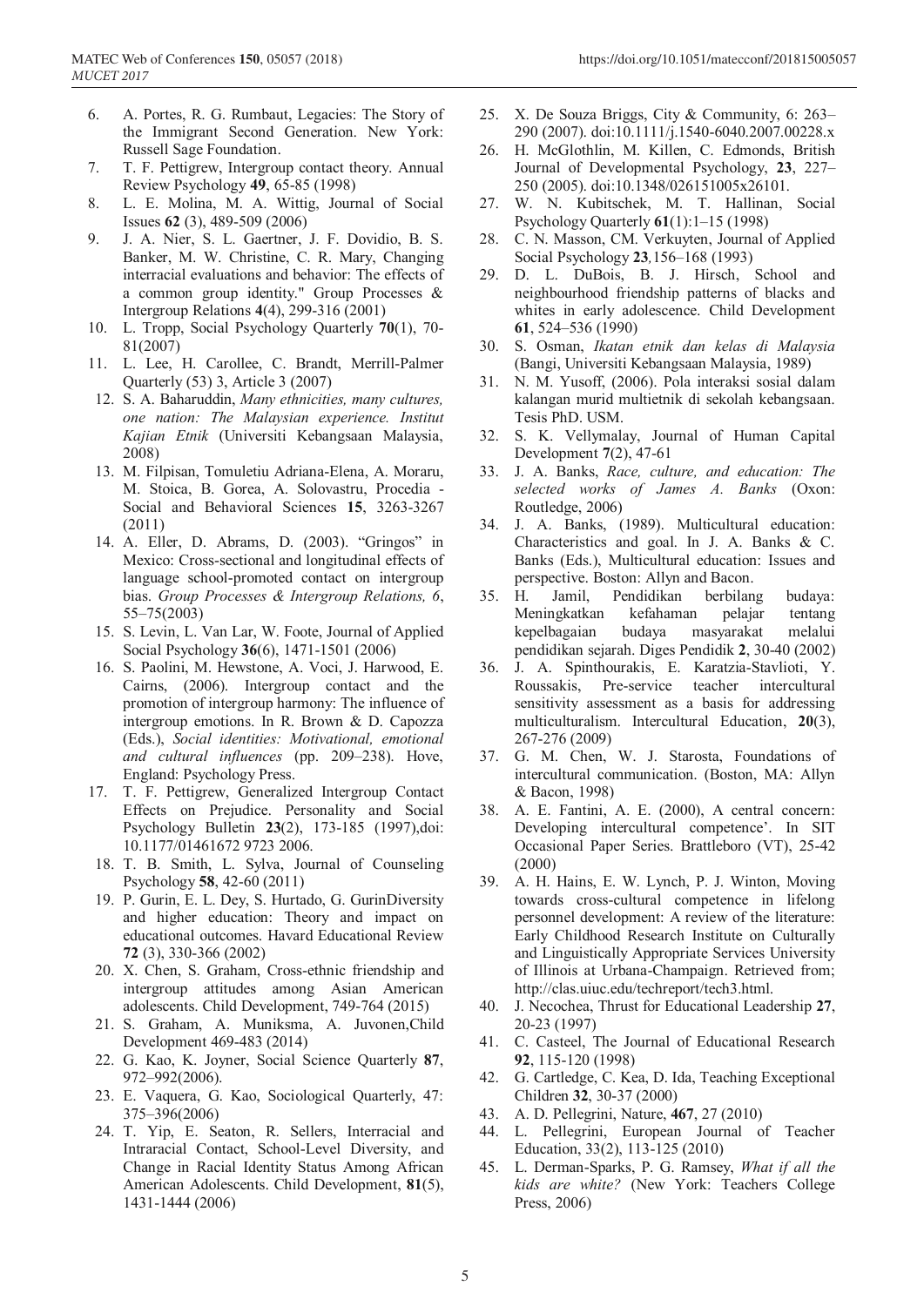6. A. Portes, R. G. Rumbaut, Legacies: The Story of the Immigrant Second Generation. New York: Russell Sage Foundation.
7. T. F. Pettigrew, Intergroup contact theory. Annual Review Psychology **49**, 65-85 (1998)
8. L. E. Molina, M. A. Wittig, Journal of Social Issues **62** (3), 489-509 (2006)
9. J. A. Nier, S. L. Gaertner, J. F. Dovidio, B. S. Banker, M. W. Christine, C. R. Mary, Changing interracial evaluations and behavior: The effects of a common group identity." Group Processes & Intergroup Relations **4**(4), 299-316 (2001)
10. L. Tropp, Social Psychology Quarterly **70**(1), 70-81(2007)
11. L. Lee, H. Carollee, C. Brandt, Merrill-Palmer Quarterly (53) 3, Article 3 (2007)
12. S. A. Baharuddin, *Many ethnicities, many cultures, one nation: The Malaysian experience. Institut Kajian Etnik* (Universiti Kebangsaan Malaysia, 2008)
13. M. Filpisan, Tomuletiu Adriana-Elena, A. Moraru, M. Stoica, B. Gorea, A. Solovastru, Procedia - Social and Behavioral Sciences **15**, 3263-3267 (2011)
14. A. Eller, D. Abrams, D. (2003). "Gringos" in Mexico: Cross-sectional and longitudinal effects of language school-promoted contact on intergroup bias. *Group Processes & Intergroup Relations, 6*, 55–75(2003)
15. S. Levin, L. Van Lar, W. Foote, Journal of Applied Social Psychology **36**(6), 1471-1501 (2006)
16. S. Paolini, M. Hewstone, A. Voci, J. Harwood, E. Cairns, (2006). Intergroup contact and the promotion of intergroup harmony: The influence of intergroup emotions. In R. Brown & D. Capozza (Eds.), *Social identities: Motivational, emotional and cultural influences* (pp. 209–238). Hove, England: Psychology Press.
17. T. F. Pettigrew, Generalized Intergroup Contact Effects on Prejudice. Personality and Social Psychology Bulletin **23**(2), 173-185 (1997),doi: 10.1177/01461672 9723 2006.
18. T. B. Smith, L. Sylva, Journal of Counseling Psychology **58**, 42-60 (2011)
19. P. Gurin, E. L. Dey, S. Hurtado, G. GurinDiversity and higher education: Theory and impact on educational outcomes. Havard Educational Review **72** (3), 330-366 (2002)
20. X. Chen, S. Graham, Cross-ethnic friendship and intergroup attitudes among Asian American adolescents. Child Development, 749-764 (2015)
21. S. Graham, A. Muniksma, A. Juvonen,Child Development 469-483 (2014)
22. G. Kao, K. Joyner, Social Science Quarterly **87**, 972–992(2006).
23. E. Vaquera, G. Kao, Sociological Quarterly, 47: 375–396(2006)
24. T. Yip, E. Seaton, R. Sellers, Interracial and Intraracial Contact, School-Level Diversity, and Change in Racial Identity Status Among African American Adolescents. Child Development, **81**(5), 1431-1444 (2006)
25. X. De Souza Briggs, City & Community, 6: 263–290 (2007). doi:10.1111/j.1540-6040.2007.00228.x
26. H. McGlothlin, M. Killen, C. Edmonds, British Journal of Developmental Psychology, **23**, 227–250 (2005). doi:10.1348/026151005x26101.
27. W. N. Kubitschek, M. T. Hallinan, Social Psychology Quarterly **61**(1):1–15 (1998)
28. C. N. Masson, CM. Verkuyten, Journal of Applied Social Psychology **23***,*156–168 (1993)
29. D. L. DuBois, B. J. Hirsch, School and neighbourhood friendship patterns of blacks and whites in early adolescence. Child Development **61**, 524–536 (1990)
30. S. Osman, *Ikatan etnik dan kelas di Malaysia* (Bangi, Universiti Kebangsaan Malaysia, 1989)
31. N. M. Yusoff, (2006). Pola interaksi sosial dalam kalangan murid multietnik di sekolah kebangsaan. Tesis PhD. USM.
32. S. K. Vellymalay, Journal of Human Capital Development **7**(2), 47-61
33. J. A. Banks, *Race, culture, and education: The selected works of James A. Banks* (Oxon: Routledge, 2006)
34. J. A. Banks, (1989). Multicultural education: Characteristics and goal. In J. A. Banks & C. Banks (Eds.), Multicultural education: Issues and perspective. Boston: Allyn and Bacon.
35. H. Jamil, Pendidikan berbilang budaya: Meningkatkan kefahaman pelajar tentang kepelbagaian budaya masyarakat melalui pendidikan sejarah. Diges Pendidik **2**, 30-40 (2002)
36. J. A. Spinthourakis, E. Karatzia-Stavlioti, Y. Roussakis, Pre-service teacher intercultural sensitivity assessment as a basis for addressing multiculturalism. Intercultural Education, **20**(3), 267-276 (2009)
37. G. M. Chen, W. J. Starosta, Foundations of intercultural communication. (Boston, MA: Allyn & Bacon, 1998)
38. A. E. Fantini, A. E. (2000), A central concern: Developing intercultural competence'. In SIT Occasional Paper Series. Brattleboro (VT), 25-42 (2000)
39. A. H. Hains, E. W. Lynch, P. J. Winton, Moving towards cross-cultural competence in lifelong personnel development: A review of the literature: Early Childhood Research Institute on Culturally and Linguistically Appropriate Services University of Illinois at Urbana-Champaign. Retrieved from; http://clas.uiuc.edu/techreport/tech3.html.
40. J. Necochea, Thrust for Educational Leadership **27**, 20-23 (1997)
41. C. Casteel, The Journal of Educational Research **92**, 115-120 (1998)
42. G. Cartledge, C. Kea, D. Ida, Teaching Exceptional Children **32**, 30-37 (2000)
43. A. D. Pellegrini, Nature, **467**, 27 (2010)
44. L. Pellegrini, European Journal of Teacher Education, 33(2), 113-125 (2010)
45. L. Derman-Sparks, P. G. Ramsey, *What if all the kids are white?* (New York: Teachers College Press, 2006)